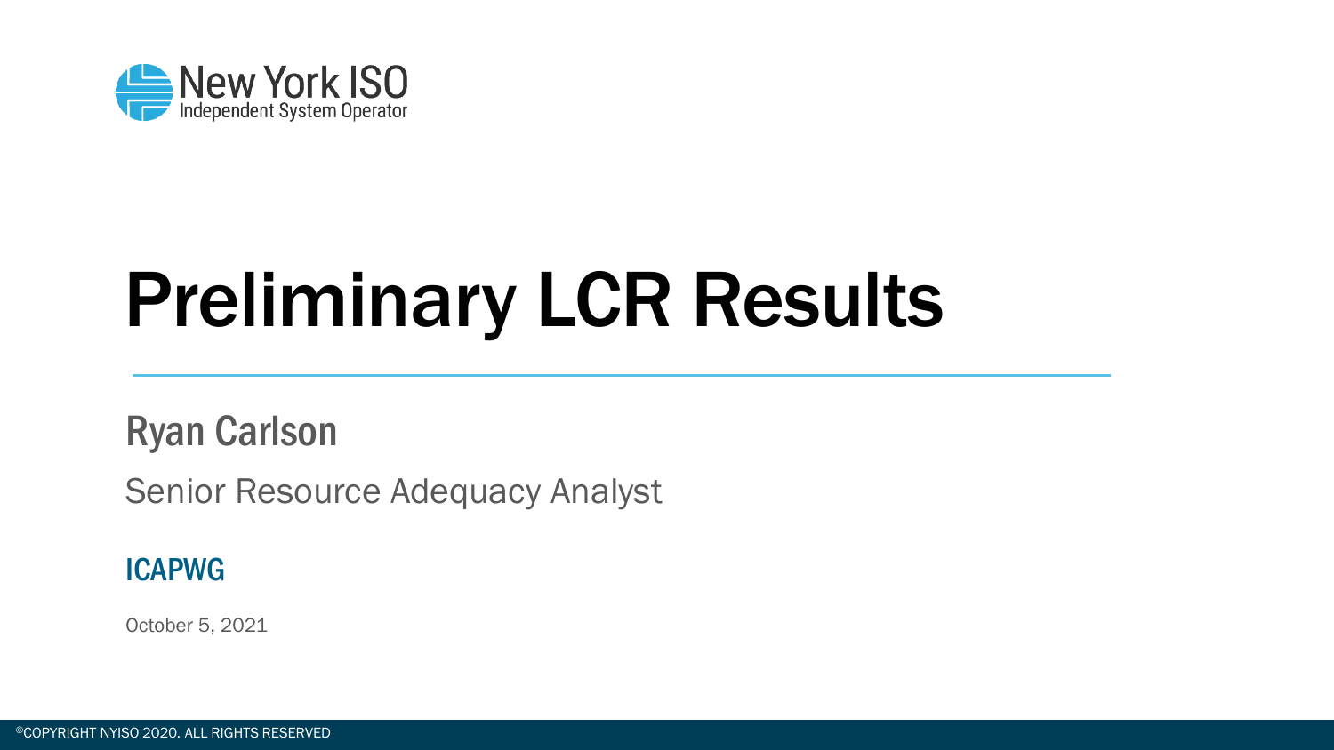New York ISO
Independent System Operator

# Preliminary LCR Results

## Ryan Carlson

Senior Resource Adequacy Analyst

### ICAPWG

October 5, 2021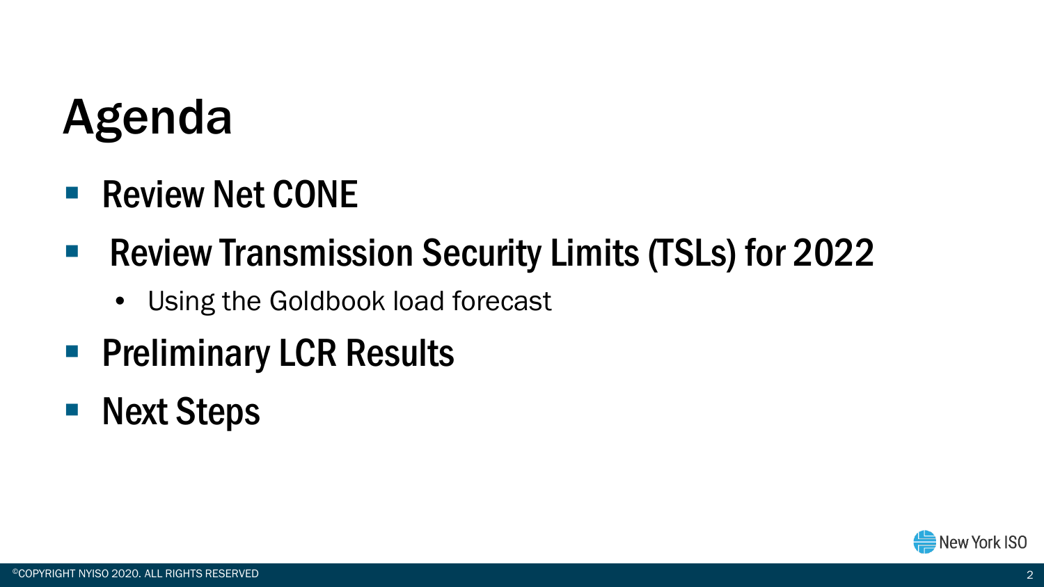# Agenda

- Review Net CONE
- Review Transmission Security Limits (TSLs) for 2022
  - Using the Goldbook load forecast
- Preliminary LCR Results
- Next Steps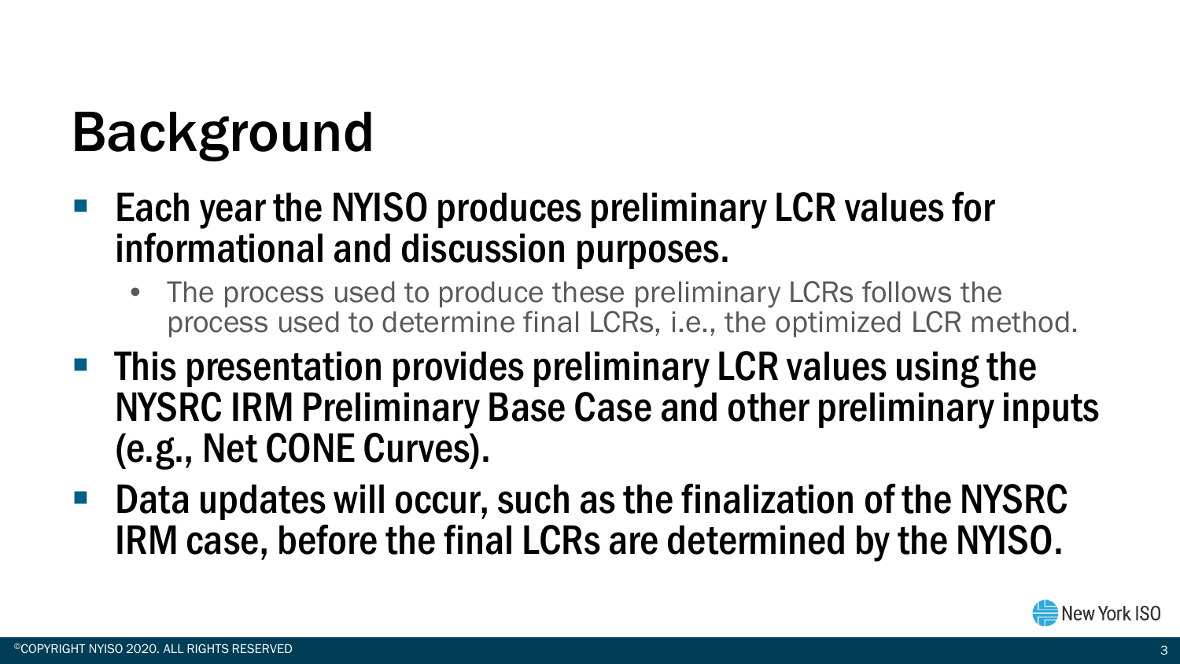# Background

- Each year the NYISO produces preliminary LCR values for informational and discussion purposes.
  - The process used to produce these preliminary LCRs follows the process used to determine final LCRs, i.e., the optimized LCR method.
- This presentation provides preliminary LCR values using the NYSRC IRM Preliminary Base Case and other preliminary inputs (e.g., Net CONE Curves).
- Data updates will occur, such as the finalization of the NYSRC IRM case, before the final LCRs are determined by the NYISO.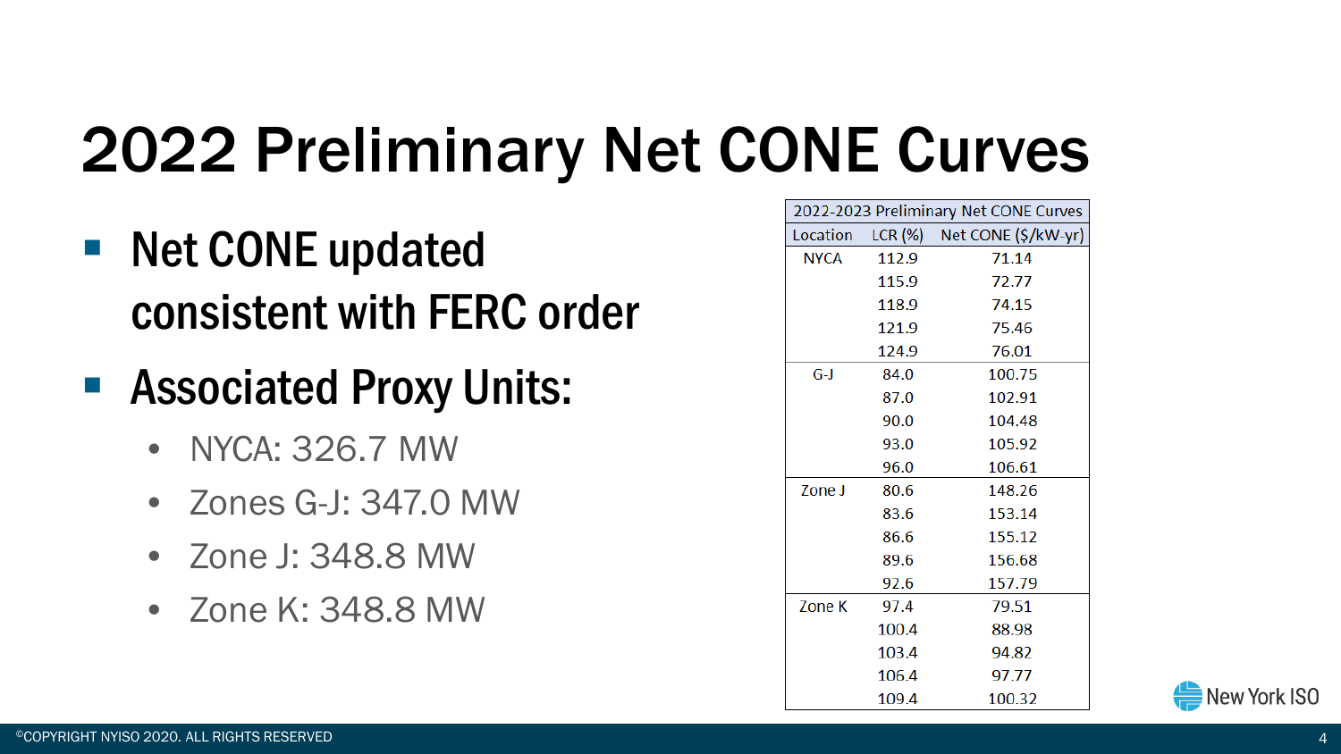# 2022 Preliminary Net CONE Curves

- Net CONE updated consistent with FERC order
- Associated Proxy Units:
  - NYCA: 326.7 MW
  - Zones G-J: 347.0 MW
  - Zone J: 348.8 MW
  - Zone K: 348.8 MW

| 2022-2023 Preliminary Net CONE Curves | | |
|---|---|---|
| Location | LCR (%) | Net CONE ($/kW-yr) |
| NYCA | 112.9 | 71.14 |
| | 115.9 | 72.77 |
| | 118.9 | 74.15 |
| | 121.9 | 75.46 |
| | 124.9 | 76.01 |
| G-J | 84.0 | 100.75 |
| | 87.0 | 102.91 |
| | 90.0 | 104.48 |
| | 93.0 | 105.92 |
| | 96.0 | 106.61 |
| Zone J | 80.6 | 148.26 |
| | 83.6 | 153.14 |
| | 86.6 | 155.12 |
| | 89.6 | 156.68 |
| | 92.6 | 157.79 |
| Zone K | 97.4 | 79.51 |
| | 100.4 | 88.98 |
| | 103.4 | 94.82 |
| | 106.4 | 97.77 |
| | 109.4 | 100.32 |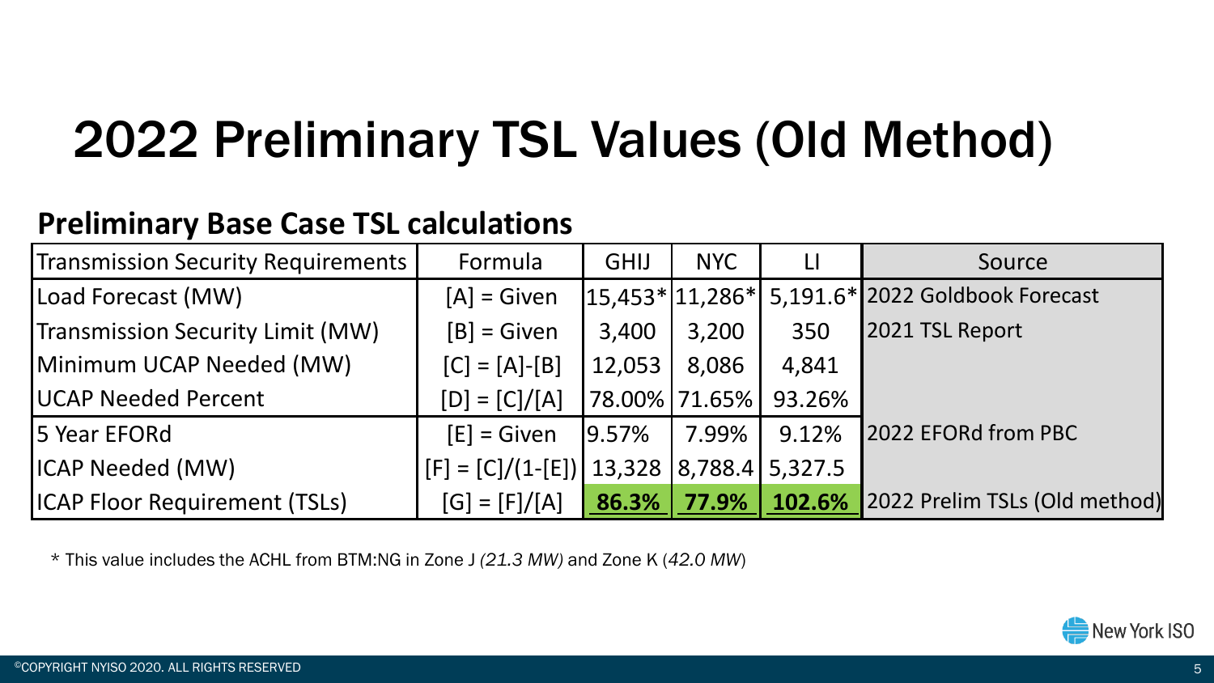# 2022 Preliminary TSL Values (Old Method)

**Preliminary Base Case TSL calculations**

| Transmission Security Requirements | Formula | GHIJ | NYC | LI | Source |
|---|---|---|---|---|---|
| Load Forecast (MW) | [A] = Given | 15,453* | 11,286* | 5,191.6* | 2022 Goldbook Forecast |
| Transmission Security Limit (MW) | [B] = Given | 3,400 | 3,200 | 350 | 2021 TSL Report |
| Minimum UCAP Needed (MW) | [C] = [A]-[B] | 12,053 | 8,086 | 4,841 | |
| UCAP Needed Percent | [D] = [C]/[A] | 78.00% | 71.65% | 93.26% | |
| 5 Year EFORd | [E] = Given | 9.57% | 7.99% | 9.12% | 2022 EFORd from PBC |
| ICAP Needed (MW) | [F] = [C]/(1-[E]) | 13,328 | 8,788.4 | 5,327.5 | |
| ICAP Floor Requirement (TSLs) | [G] = [F]/[A] | **86.3%** | **77.9%** | **102.6%** | 2022 Prelim TSLs (Old method) |

* This value includes the ACHL from BTM:NG in Zone J *(21.3 MW)* and Zone K (*42.0 MW*)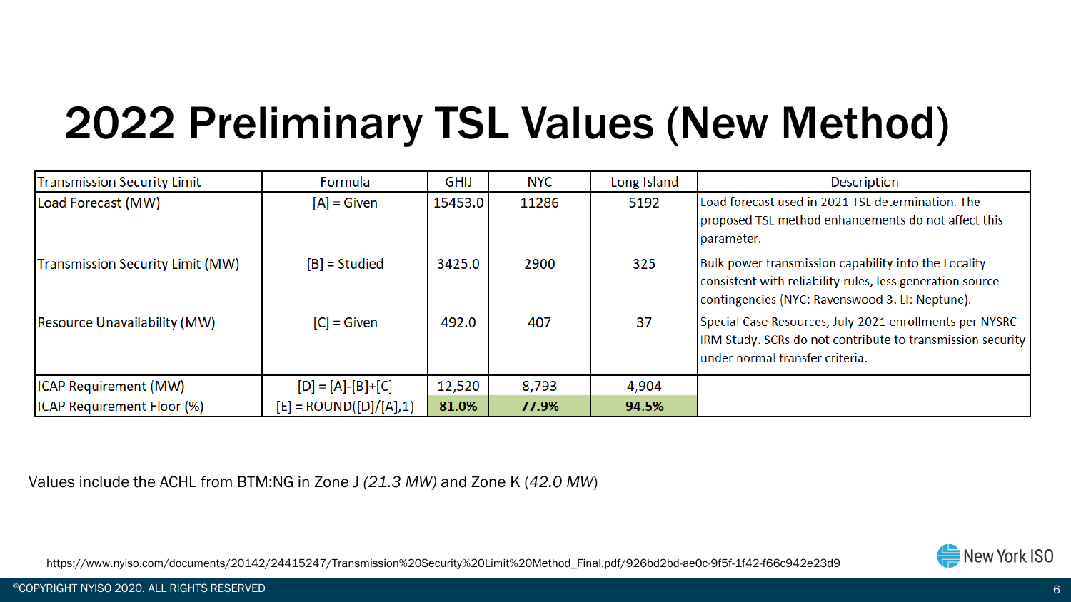# 2022 Preliminary TSL Values (New Method)

| Transmission Security Limit | Formula | GHIJ | NYC | Long Island | Description |
|---|---|---|---|---|---|
| Load Forecast (MW) | [A] = Given | 15453.0 | 11286 | 5192 | Load forecast used in 2021 TSL determination. The proposed TSL method enhancements do not affect this parameter. |
| Transmission Security Limit (MW) | [B] = Studied | 3425.0 | 2900 | 325 | Bulk power transmission capability into the Locality consistent with reliability rules, less generation source contingencies (NYC: Ravenswood 3. LI: Neptune). |
| Resource Unavailability (MW) | [C] = Given | 492.0 | 407 | 37 | Special Case Resources, July 2021 enrollments per NYSRC IRM Study. SCRs do not contribute to transmission security under normal transfer criteria. |
| ICAP Requirement (MW) | [D] = [A]-[B]+[C] | 12,520 | 8,793 | 4,904 | |
| ICAP Requirement Floor (%) | [E] = ROUND([D]/[A],1) | **81.0%** | **77.9%** | **94.5%** | |

Values include the ACHL from BTM:NG in Zone J *(21.3 MW)* and Zone K (*42.0 MW*)

https://www.nyiso.com/documents/20142/24415247/Transmission%20Security%20Limit%20Method_Final.pdf/926bd2bd-ae0c-9f5f-1f42-f66c942e23d9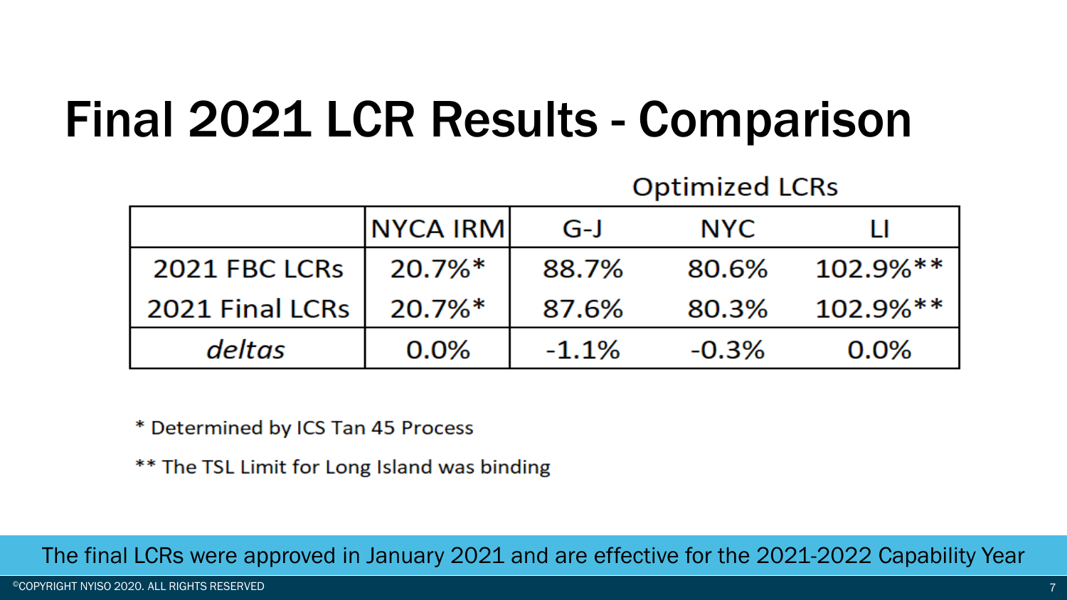# Final 2021 LCR Results - Comparison

|  | NYCA IRM | Optimized LCRs | | |
|---|---|---|---|---|
|  |  | G-J | NYC | LI |
| 2021 FBC LCRs | 20.7%* | 88.7% | 80.6% | 102.9%** |
| 2021 Final LCRs | 20.7%* | 87.6% | 80.3% | 102.9%** |
| *deltas* | 0.0% | -1.1% | -0.3% | 0.0% |

\* Determined by ICS Tan 45 Process

\*\* The TSL Limit for Long Island was binding

The final LCRs were approved in January 2021 and are effective for the 2021-2022 Capability Year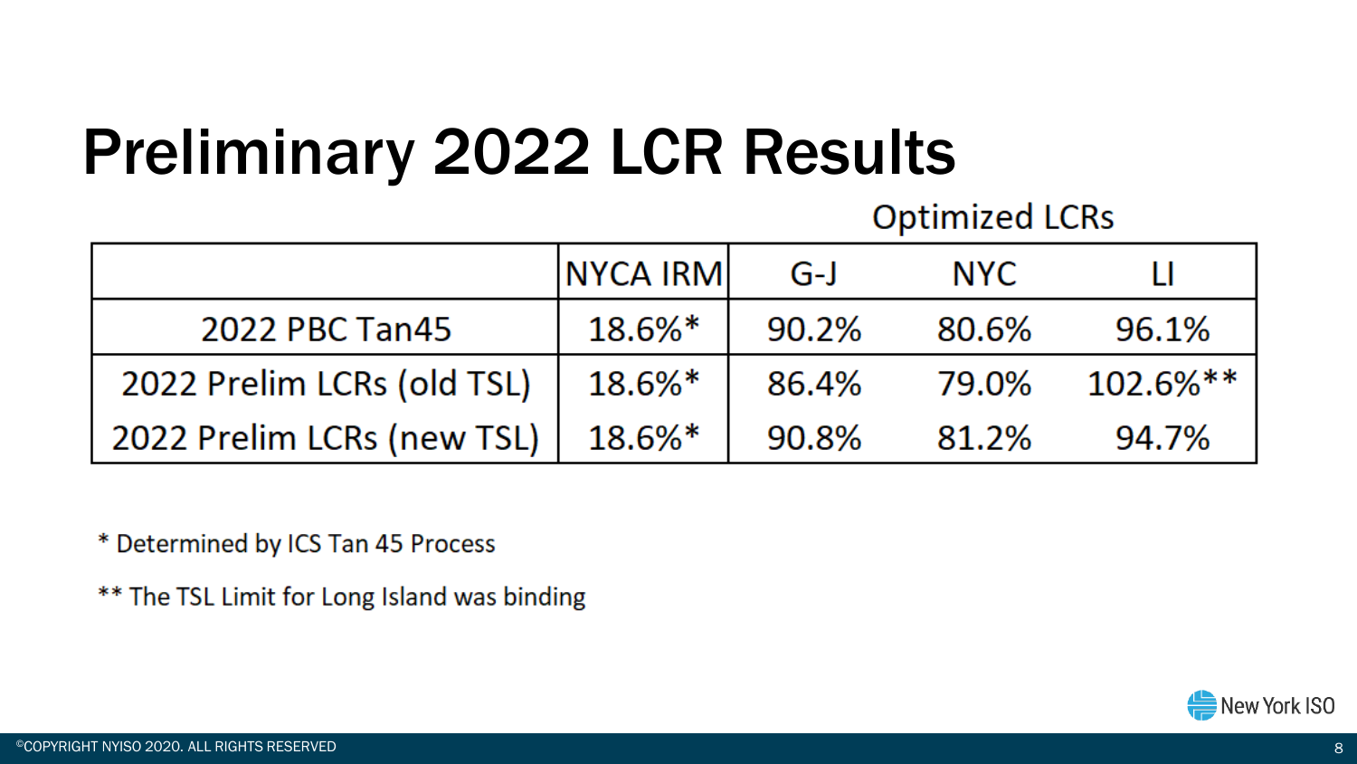# Preliminary 2022 LCR Results

|  | NYCA IRM | Optimized LCRs | | |
|---|---|---|---|---|
|  |  | G-J | NYC | LI |
| 2022 PBC Tan45 | 18.6%* | 90.2% | 80.6% | 96.1% |
| 2022 Prelim LCRs (old TSL) | 18.6%* | 86.4% | 79.0% | 102.6%** |
| 2022 Prelim LCRs (new TSL) | 18.6%* | 90.8% | 81.2% | 94.7% |

* Determined by ICS Tan 45 Process

** The TSL Limit for Long Island was binding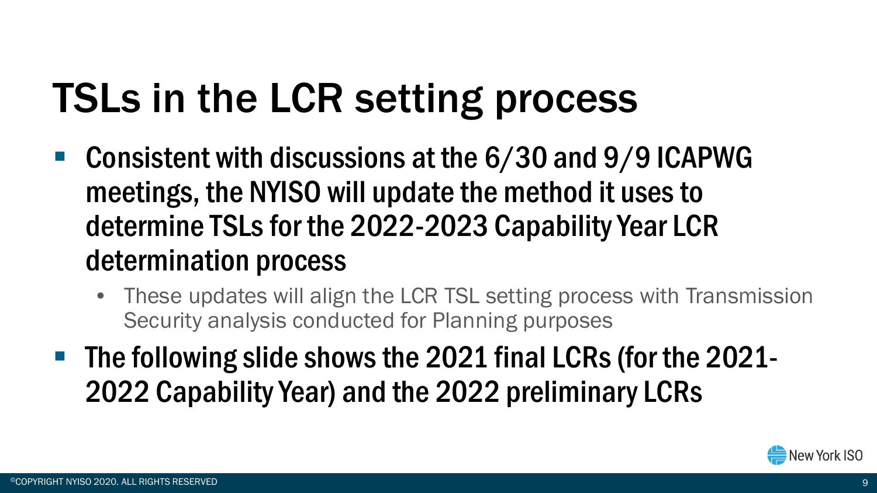# TSLs in the LCR setting process

- Consistent with discussions at the 6/30 and 9/9 ICAPWG meetings, the NYISO will update the method it uses to determine TSLs for the 2022-2023 Capability Year LCR determination process
  - These updates will align the LCR TSL setting process with Transmission Security analysis conducted for Planning purposes
- The following slide shows the 2021 final LCRs (for the 2021-2022 Capability Year) and the 2022 preliminary LCRs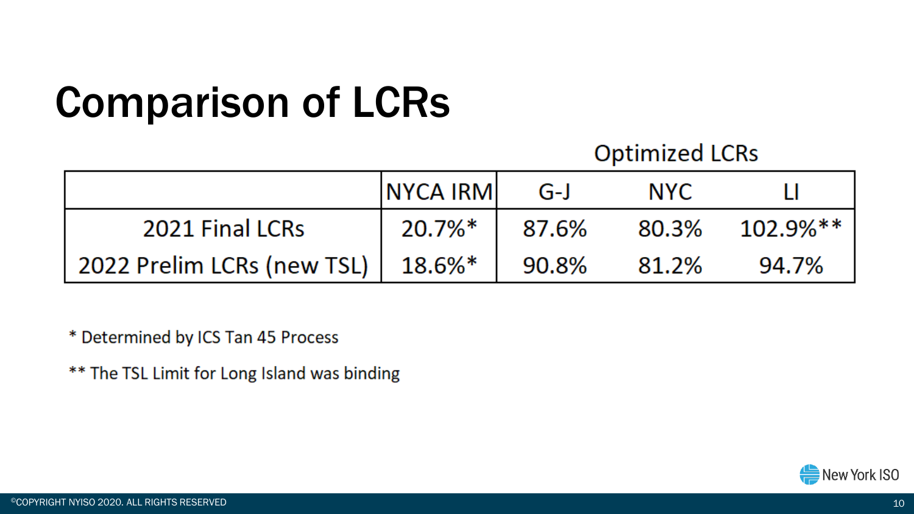# Comparison of LCRs

| | NYCA IRM | Optimized LCRs | | |
|---|---|---|---|---|
| | | G-J | NYC | LI |
| 2021 Final LCRs | 20.7%* | 87.6% | 80.3% | 102.9%** |
| 2022 Prelim LCRs (new TSL) | 18.6%* | 90.8% | 81.2% | 94.7% |

* Determined by ICS Tan 45 Process

** The TSL Limit for Long Island was binding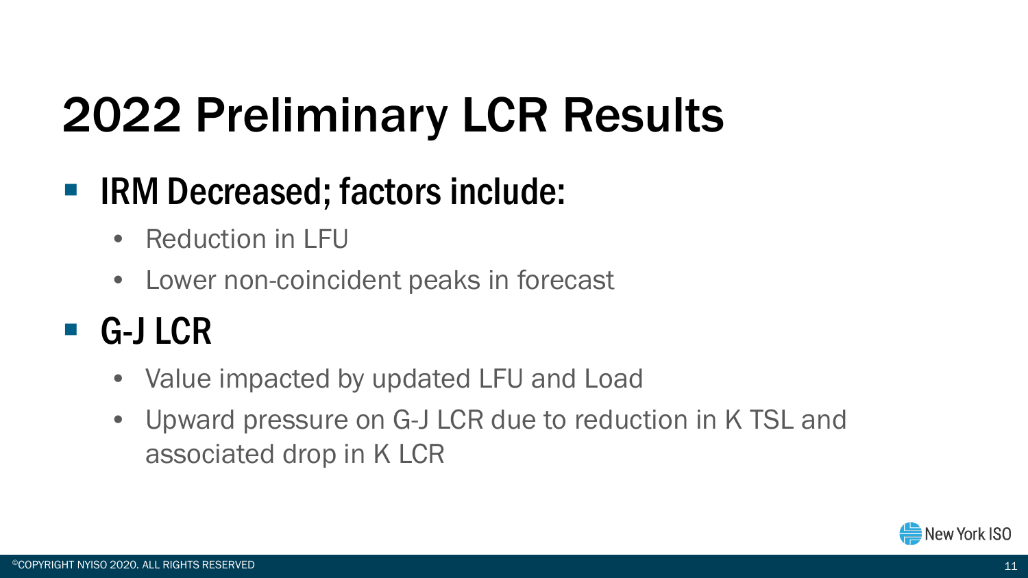# 2022 Preliminary LCR Results

- **IRM Decreased; factors include:**
  - Reduction in LFU
  - Lower non-coincident peaks in forecast
- **G-J LCR**
  - Value impacted by updated LFU and Load
  - Upward pressure on G-J LCR due to reduction in K TSL and associated drop in K LCR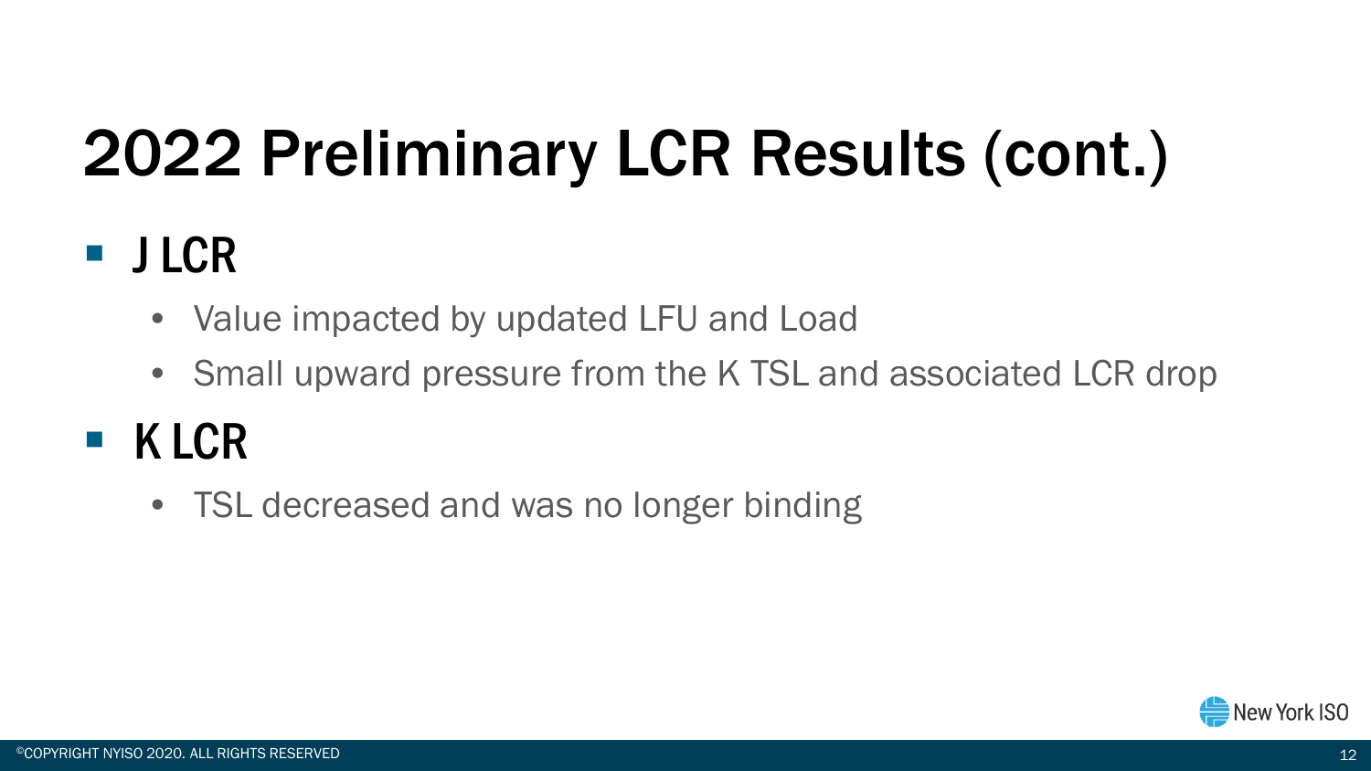# 2022 Preliminary LCR Results (cont.)

- J LCR
  - Value impacted by updated LFU and Load
  - Small upward pressure from the K TSL and associated LCR drop
- K LCR
  - TSL decreased and was no longer binding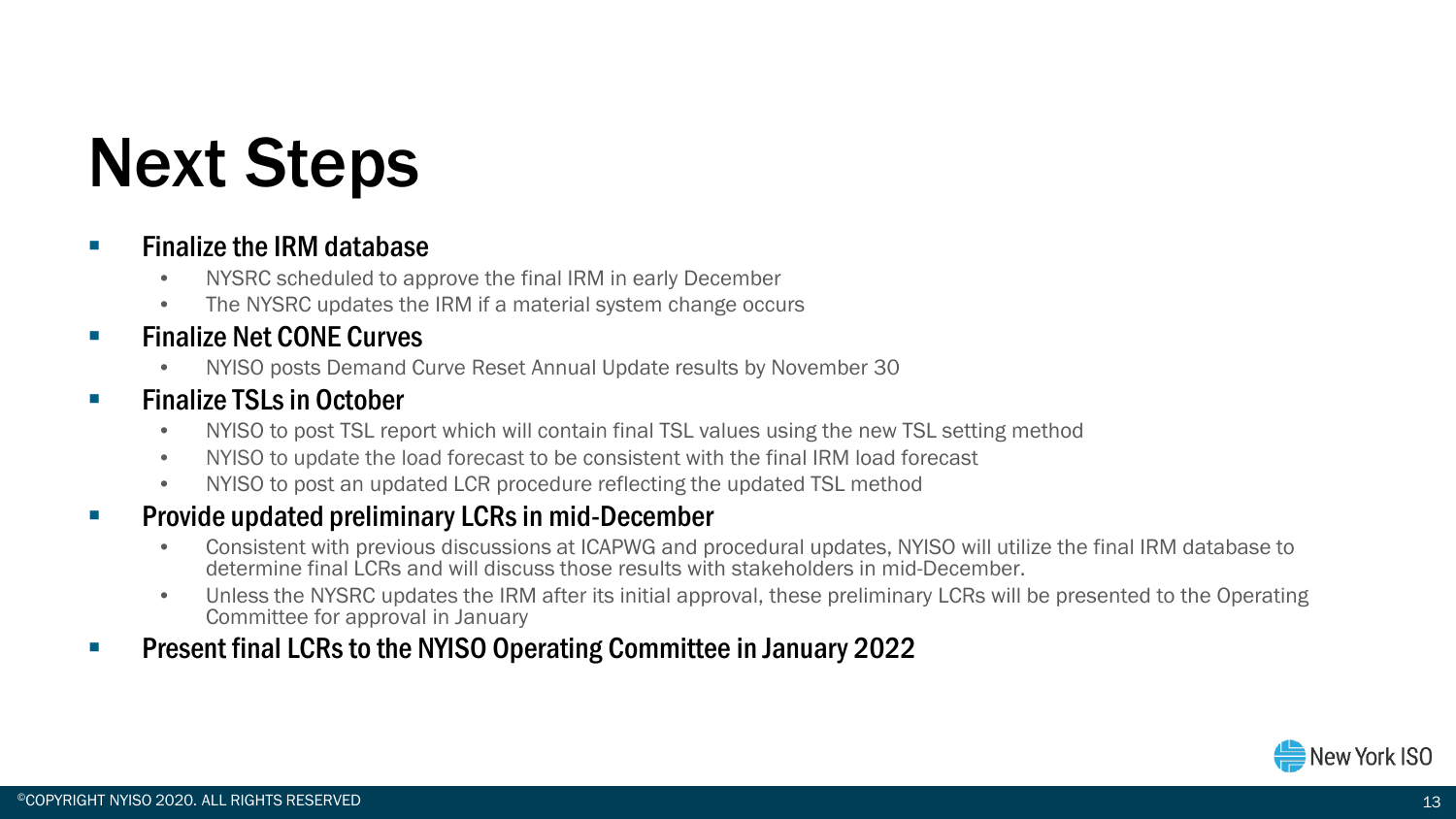# Next Steps

- **Finalize the IRM database**
  - NYSRC scheduled to approve the final IRM in early December
  - The NYSRC updates the IRM if a material system change occurs
- **Finalize Net CONE Curves**
  - NYISO posts Demand Curve Reset Annual Update results by November 30
- **Finalize TSLs in October**
  - NYISO to post TSL report which will contain final TSL values using the new TSL setting method
  - NYISO to update the load forecast to be consistent with the final IRM load forecast
  - NYISO to post an updated LCR procedure reflecting the updated TSL method
- **Provide updated preliminary LCRs in mid-December**
  - Consistent with previous discussions at ICAPWG and procedural updates, NYISO will utilize the final IRM database to determine final LCRs and will discuss those results with stakeholders in mid-December.
  - Unless the NYSRC updates the IRM after its initial approval, these preliminary LCRs will be presented to the Operating Committee for approval in January
- **Present final LCRs to the NYISO Operating Committee in January 2022**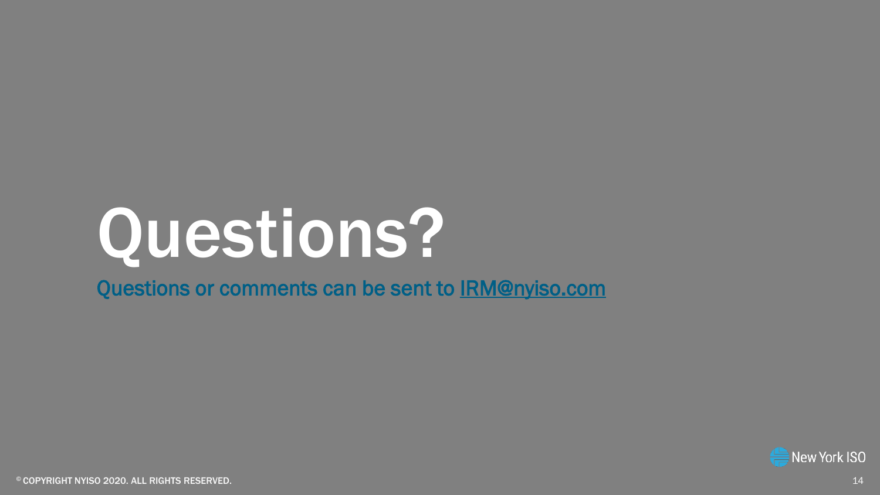# Questions?

Questions or comments can be sent to IRM@nyiso.com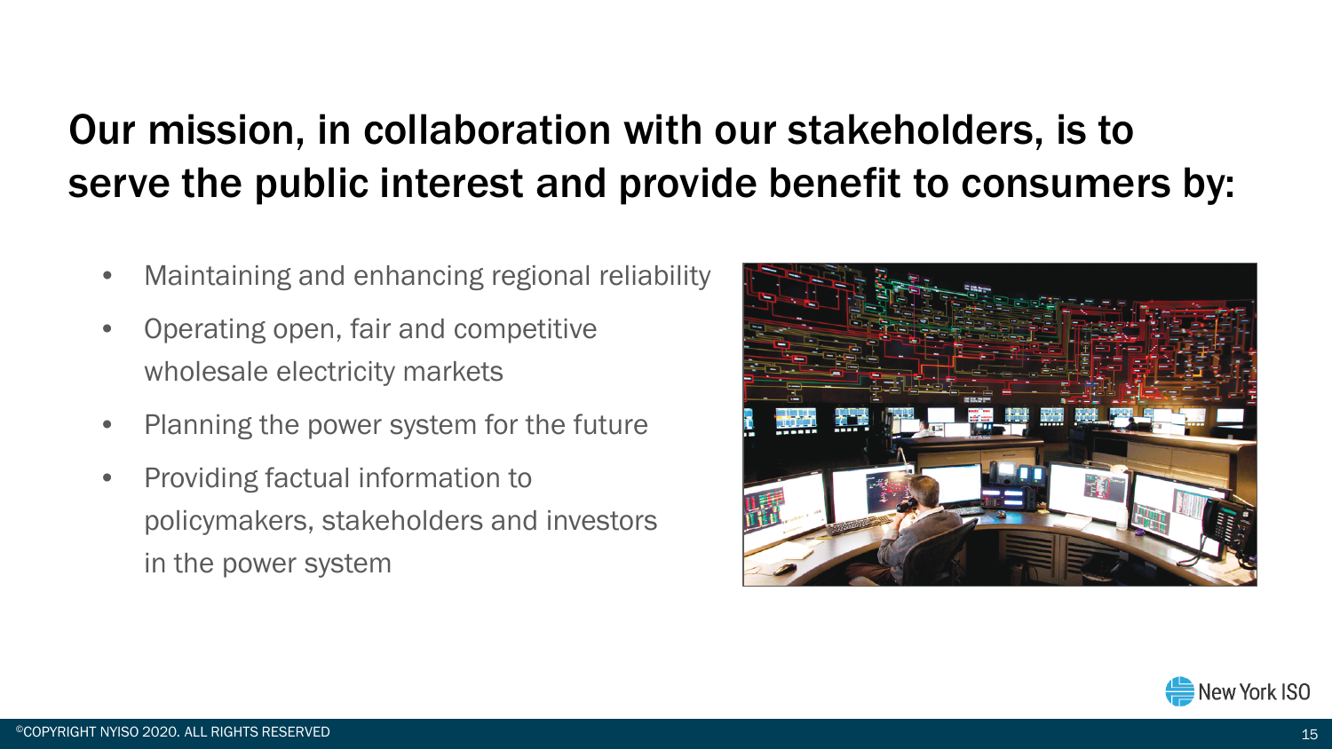# Our mission, in collaboration with our stakeholders, is to serve the public interest and provide benefit to consumers by:

- Maintaining and enhancing regional reliability
- Operating open, fair and competitive wholesale electricity markets
- Planning the power system for the future
- Providing factual information to policymakers, stakeholders and investors in the power system